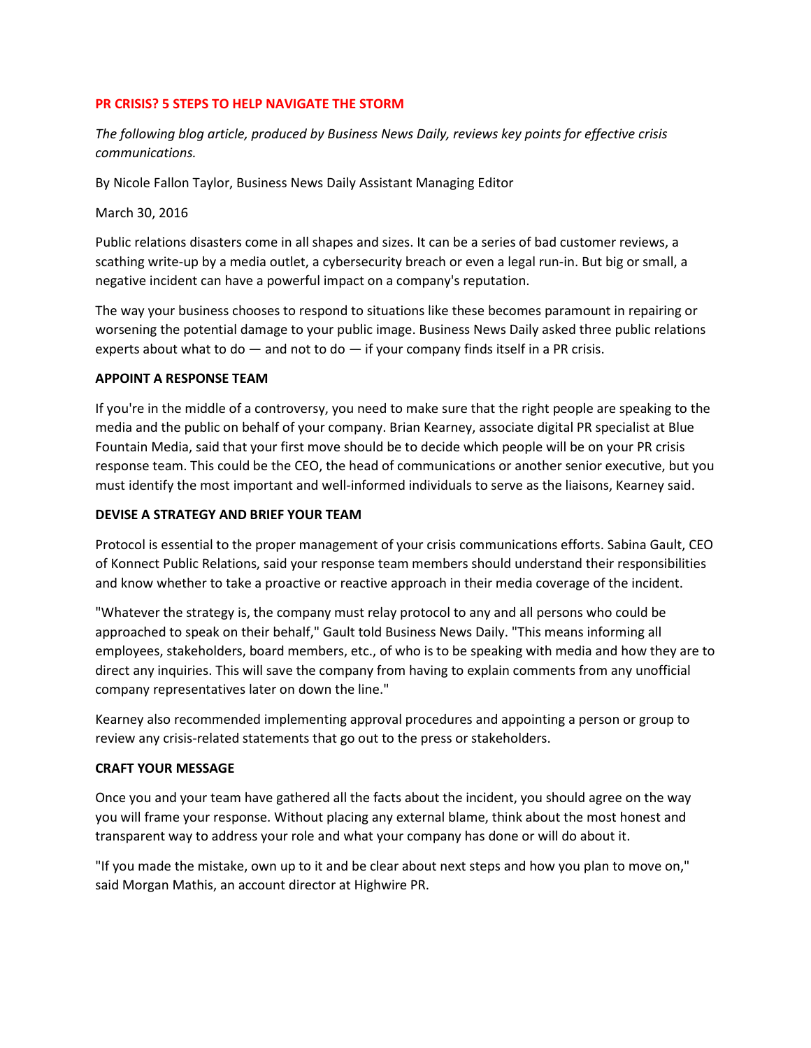# PR CRISIS? 5 STEPS TO HELP NAVIGATE THE STORM

*The following blog article, produced by Business News Daily, reviews key points for effective crisis communications.*

By Nicole Fallon Taylor, Business News Daily Assistant Managing Editor

March 30, 2016

Public relations disasters come in all shapes and sizes. It can be a series of bad customer reviews, a scathing write-up by a media outlet, a cybersecurity breach or even a legal run-in. But big or small, a negative incident can have a powerful impact on a company's reputation.

The way your business chooses to respond to situations like these becomes paramount in repairing or worsening the potential damage to your public image. Business News Daily asked three public relations experts about what to do — and not to do — if your company finds itself in a PR crisis.

## APPOINT A RESPONSE TEAM

If you're in the middle of a controversy, you need to make sure that the right people are speaking to the media and the public on behalf of your company. Brian Kearney, associate digital PR specialist at Blue Fountain Media, said that your first move should be to decide which people will be on your PR crisis response team. This could be the CEO, the head of communications or another senior executive, but you must identify the most important and well-informed individuals to serve as the liaisons, Kearney said.

## DEVISE A STRATEGY AND BRIEF YOUR TEAM

Protocol is essential to the proper management of your crisis communications efforts. Sabina Gault, CEO of Konnect Public Relations, said your response team members should understand their responsibilities and know whether to take a proactive or reactive approach in their media coverage of the incident.

"Whatever the strategy is, the company must relay protocol to any and all persons who could be approached to speak on their behalf," Gault told Business News Daily. "This means informing all employees, stakeholders, board members, etc., of who is to be speaking with media and how they are to direct any inquiries. This will save the company from having to explain comments from any unofficial company representatives later on down the line."

Kearney also recommended implementing approval procedures and appointing a person or group to review any crisis-related statements that go out to the press or stakeholders.

## CRAFT YOUR MESSAGE

Once you and your team have gathered all the facts about the incident, you should agree on the way you will frame your response. Without placing any external blame, think about the most honest and transparent way to address your role and what your company has done or will do about it.

"If you made the mistake, own up to it and be clear about next steps and how you plan to move on," said Morgan Mathis, an account director at Highwire PR.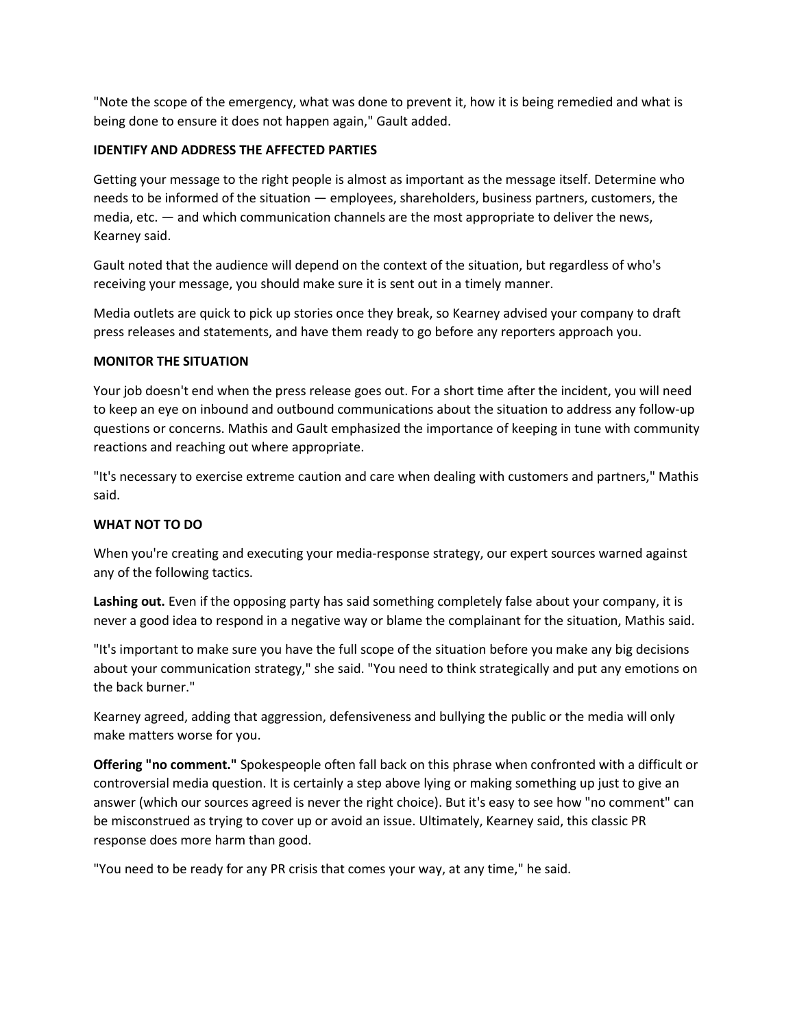"Note the scope of the emergency, what was done to prevent it, how it is being remedied and what is being done to ensure it does not happen again," Gault added.

**IDENTIFY AND ADDRESS THE AFFECTED PARTIES**

Getting your message to the right people is almost as important as the message itself. Determine who needs to be informed of the situation — employees, shareholders, business partners, customers, the media, etc. — and which communication channels are the most appropriate to deliver the news, Kearney said.

Gault noted that the audience will depend on the context of the situation, but regardless of who's receiving your message, you should make sure it is sent out in a timely manner.

Media outlets are quick to pick up stories once they break, so Kearney advised your company to draft press releases and statements, and have them ready to go before any reporters approach you.

**MONITOR THE SITUATION**

Your job doesn't end when the press release goes out. For a short time after the incident, you will need to keep an eye on inbound and outbound communications about the situation to address any follow-up questions or concerns. Mathis and Gault emphasized the importance of keeping in tune with community reactions and reaching out where appropriate.

"It's necessary to exercise extreme caution and care when dealing with customers and partners," Mathis said.

**WHAT NOT TO DO**

When you're creating and executing your media-response strategy, our expert sources warned against any of the following tactics.

**Lashing out.** Even if the opposing party has said something completely false about your company, it is never a good idea to respond in a negative way or blame the complainant for the situation, Mathis said.

"It's important to make sure you have the full scope of the situation before you make any big decisions about your communication strategy," she said. "You need to think strategically and put any emotions on the back burner."

Kearney agreed, adding that aggression, defensiveness and bullying the public or the media will only make matters worse for you.

**Offering "no comment."** Spokespeople often fall back on this phrase when confronted with a difficult or controversial media question. It is certainly a step above lying or making something up just to give an answer (which our sources agreed is never the right choice). But it's easy to see how "no comment" can be misconstrued as trying to cover up or avoid an issue. Ultimately, Kearney said, this classic PR response does more harm than good.

"You need to be ready for any PR crisis that comes your way, at any time," he said.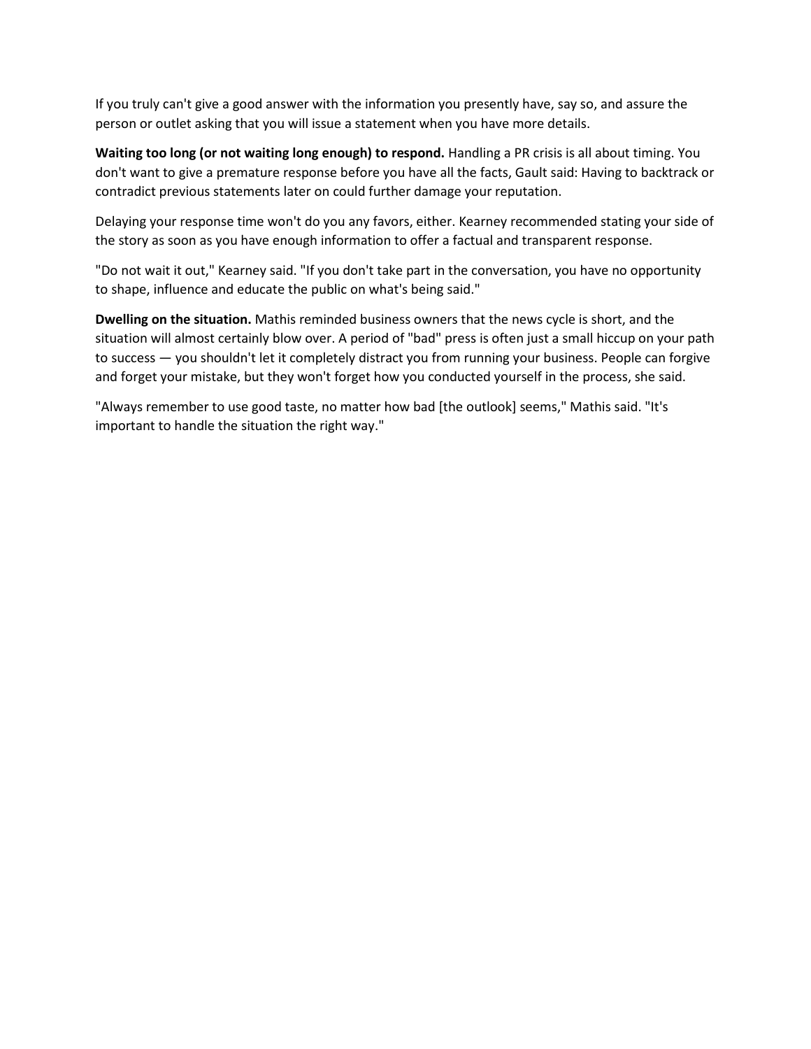If you truly can't give a good answer with the information you presently have, say so, and assure the person or outlet asking that you will issue a statement when you have more details.

**Waiting too long (or not waiting long enough) to respond.** Handling a PR crisis is all about timing. You don't want to give a premature response before you have all the facts, Gault said: Having to backtrack or contradict previous statements later on could further damage your reputation.

Delaying your response time won't do you any favors, either. Kearney recommended stating your side of the story as soon as you have enough information to offer a factual and transparent response.

"Do not wait it out," Kearney said. "If you don't take part in the conversation, you have no opportunity to shape, influence and educate the public on what's being said."

**Dwelling on the situation.** Mathis reminded business owners that the news cycle is short, and the situation will almost certainly blow over. A period of "bad" press is often just a small hiccup on your path to success — you shouldn't let it completely distract you from running your business. People can forgive and forget your mistake, but they won't forget how you conducted yourself in the process, she said.

"Always remember to use good taste, no matter how bad [the outlook] seems," Mathis said. "It's important to handle the situation the right way."